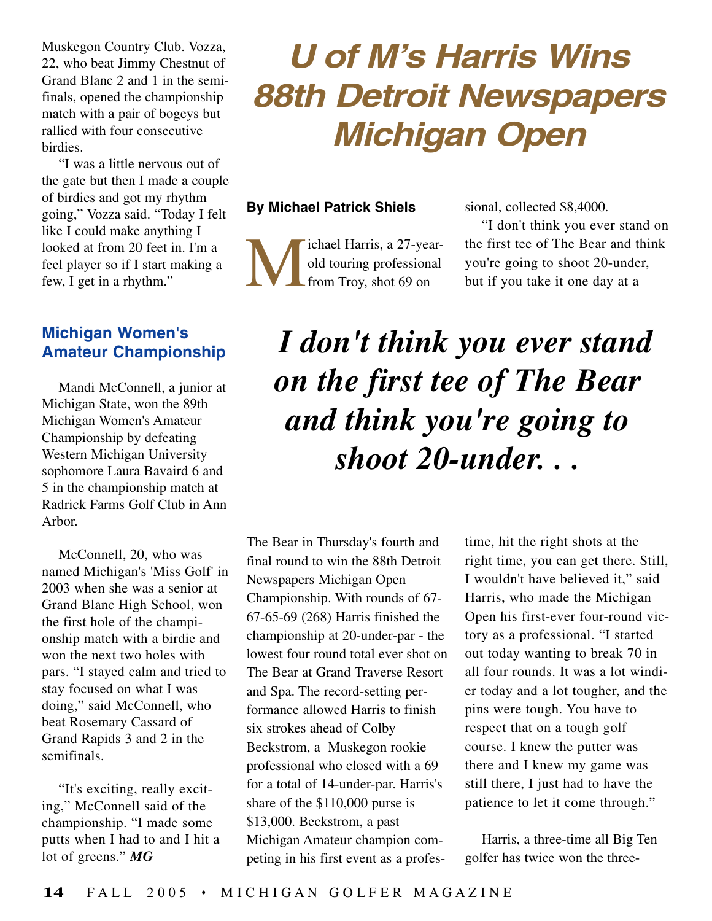Muskegon Country Club. Vozza, 22, who beat Jimmy Chestnut of Grand Blanc 2 and 1 in the semifinals, opened the championship match with a pair of bogeys but rallied with four consecutive birdies.

"I was a little nervous out of the gate but then I made a couple of birdies and got my rhythm going," Vozza said. "Today I felt like I could make anything I looked at from 20 feet in. I'm a feel player so if I start making a few, I get in a rhythm."

### Michigan Women's Amateur Championship

Mandi McConnell, a junior at Michigan State, won the 89th Michigan Women's Amateur Championship by defeating Western Michigan University sophomore Laura Bavaird 6 and 5 in the championship match at Radrick Farms Golf Club in Ann Arbor.

McConnell, 20, who was named Michigan's 'Miss Golf' in 2003 when she was a senior at Grand Blanc High School, won the first hole of the championship match with a birdie and won the next two holes with pars. "I stayed calm and tried to stay focused on what I was doing," said McConnell, who beat Rosemary Cassard of Grand Rapids 3 and 2 in the semifinals.

"It's exciting, really exciting," McConnell said of the championship. "I made some putts when I had to and I hit a lot of greens." ***MG***

# U of M's Harris Wins 88th Detroit Newspapers Michigan Open

**By Michael Patrick Shiels**

Michael Harris, a 27-year-old touring professional from Troy, shot 69 on The Bear in Thursday's fourth and final round to win the 88th Detroit Newspapers Michigan Open Championship. With rounds of 67-67-65-69 (268) Harris finished the championship at 20-under-par - the lowest four round total ever shot on The Bear at Grand Traverse Resort and Spa. The record-setting performance allowed Harris to finish six strokes ahead of Colby Beckstrom, a Muskegon rookie professional who closed with a 69 for a total of 14-under-par. Harris's share of the $110,000 purse is $13,000. Beckstrom, a past Michigan Amateur champion competing in his first event as a professional, collected $8,4000.

"I don't think you ever stand on the first tee of The Bear and think you're going to shoot 20-under, but if you take it one day at a time, hit the right shots at the right time, you can get there. Still, I wouldn't have believed it," said Harris, who made the Michigan Open his first-ever four-round victory as a professional. "I started out today wanting to break 70 in all four rounds. It was a lot windier today and a lot tougher, and the pins were tough. You have to respect that on a tough golf course. I knew the putter was there and I knew my game was still there, I just had to have the patience to let it come through."

> ***I don't think you ever stand on the first tee of The Bear and think you're going to shoot 20-under. . .***

Harris, a three-time all Big Ten golfer has twice won the three-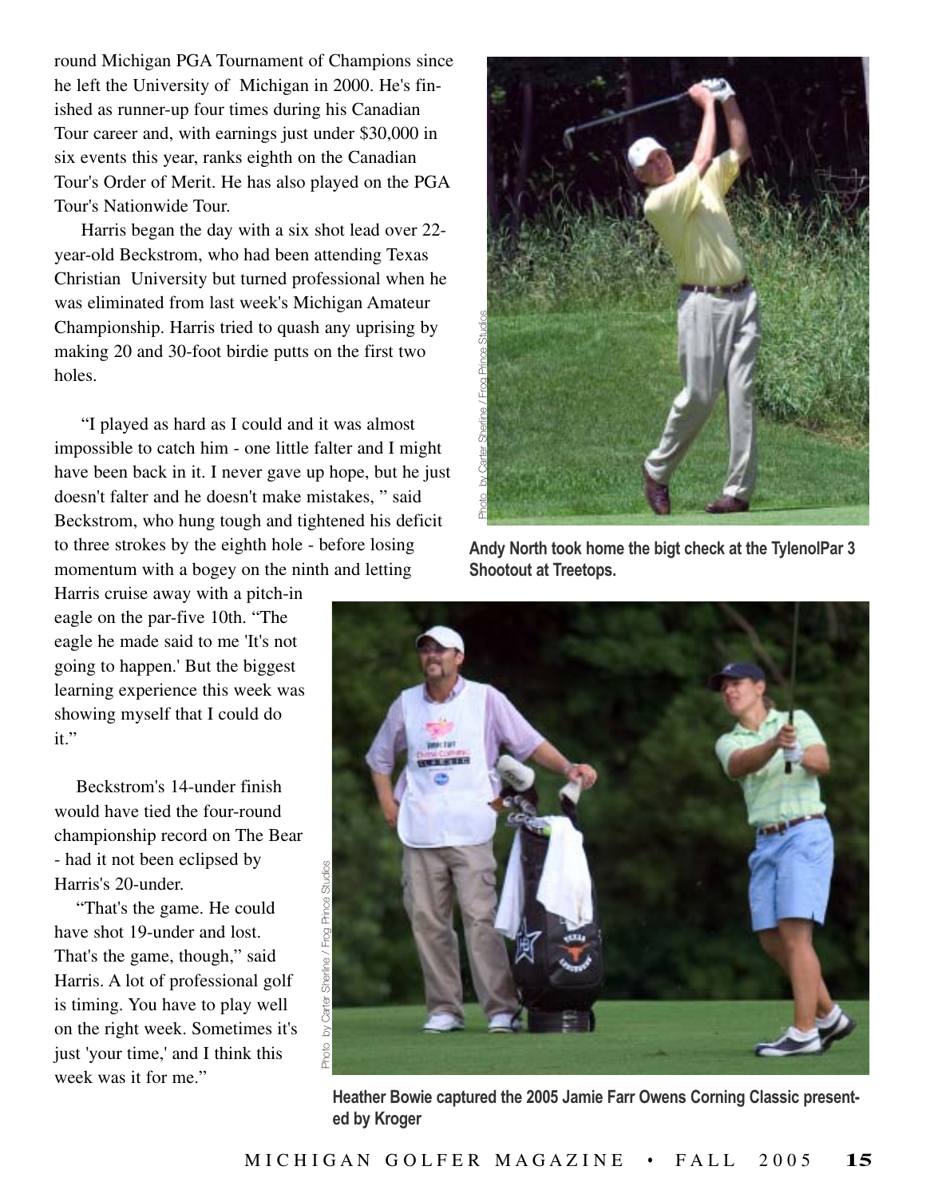round Michigan PGA Tournament of Champions since he left the University of Michigan in 2000. He's finished as runner-up four times during his Canadian Tour career and, with earnings just under $30,000 in six events this year, ranks eighth on the Canadian Tour's Order of Merit. He has also played on the PGA Tour's Nationwide Tour.

Harris began the day with a six shot lead over 22-year-old Beckstrom, who had been attending Texas Christian University but turned professional when he was eliminated from last week's Michigan Amateur Championship. Harris tried to quash any uprising by making 20 and 30-foot birdie putts on the first two holes.

"I played as hard as I could and it was almost impossible to catch him - one little falter and I might have been back in it. I never gave up hope, but he just doesn't falter and he doesn't make mistakes, " said Beckstrom, who hung tough and tightened his deficit to three strokes by the eighth hole - before losing momentum with a bogey on the ninth and letting Harris cruise away with a pitch-in eagle on the par-five 10th. "The eagle he made said to me 'It's not going to happen.' But the biggest learning experience this week was showing myself that I could do it."

Beckstrom's 14-under finish would have tied the four-round championship record on The Bear - had it not been eclipsed by Harris's 20-under.

"That's the game. He could have shot 19-under and lost. That's the game, though," said Harris. A lot of professional golf is timing. You have to play well on the right week. Sometimes it's just 'your time,' and I think this week was it for me."

Photo by Carter Sherline / Frog Prince Studios

**Andy North took home the bigt check at the TylenolPar 3 Shootout at Treetops.**

Photo by Carter Sherline / Frog Prince Studios

**Heather Bowie captured the 2005 Jamie Farr Owens Corning Classic presented by Kroger**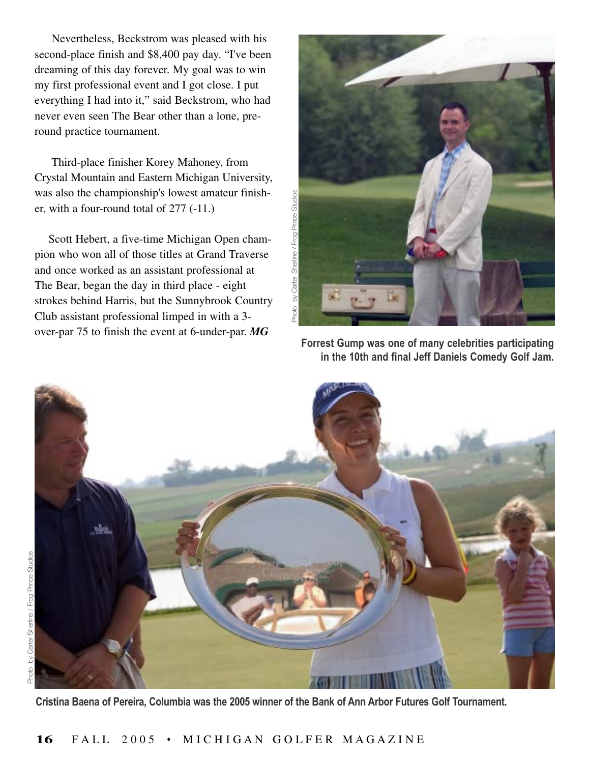Nevertheless, Beckstrom was pleased with his second-place finish and $8,400 pay day. "I've been dreaming of this day forever. My goal was to win my first professional event and I got close. I put everything I had into it," said Beckstrom, who had never even seen The Bear other than a lone, pre-round practice tournament.

Third-place finisher Korey Mahoney, from Crystal Mountain and Eastern Michigan University, was also the championship's lowest amateur finisher, with a four-round total of 277 (-11.)

Scott Hebert, a five-time Michigan Open champion who won all of those titles at Grand Traverse and once worked as an assistant professional at The Bear, began the day in third place - eight strokes behind Harris, but the Sunnybrook Country Club assistant professional limped in with a 3-over-par 75 to finish the event at 6-under-par. ***MG***

Photo by Carter Sherline / Frog Prince Studios

**Forrest Gump was one of many celebrities participating in the 10th and final Jeff Daniels Comedy Golf Jam.**

Photo by Carter Sherline / Frog Prince Studios

**Cristina Baena of Pereira, Columbia was the 2005 winner of the Bank of Ann Arbor Futures Golf Tournament.**